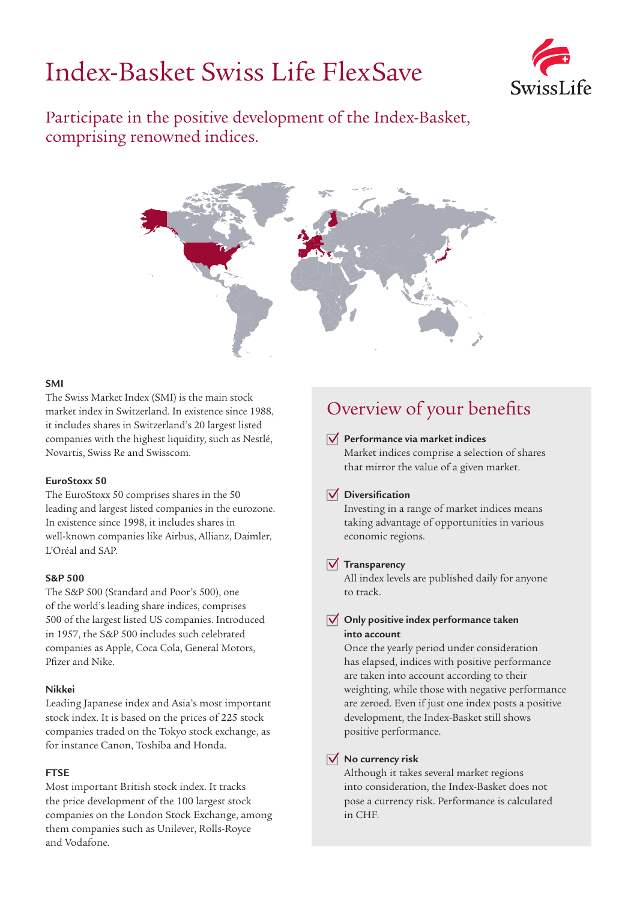# Index-Basket Swiss Life FlexSave

SwissLife

## Participate in the positive development of the Index-Basket, comprising renowned indices.

**SMI**
The Swiss Market Index (SMI) is the main stock market index in Switzerland. In existence since 1988, it includes shares in Switzerland's 20 largest listed companies with the highest liquidity, such as Nestlé, Novartis, Swiss Re and Swisscom.

**EuroStoxx 50**
The EuroStoxx 50 comprises shares in the 50 leading and largest listed companies in the eurozone. In existence since 1998, it includes shares in well-known companies like Airbus, Allianz, Daimler, L'Oréal and SAP.

**S&P 500**
The S&P 500 (Standard and Poor's 500), one of the world's leading share indices, comprises 500 of the largest listed US companies. Introduced in 1957, the S&P 500 includes such celebrated companies as Apple, Coca Cola, General Motors, Pfizer and Nike.

**Nikkei**
Leading Japanese index and Asia's most important stock index. It is based on the prices of 225 stock companies traded on the Tokyo stock exchange, as for instance Canon, Toshiba and Honda.

**FTSE**
Most important British stock index. It tracks the price development of the 100 largest stock companies on the London Stock Exchange, among them companies such as Unilever, Rolls-Royce and Vodafone.

## Overview of your benefits

- **Performance via market indices**
  Market indices comprise a selection of shares that mirror the value of a given market.

- **Diversification**
  Investing in a range of market indices means taking advantage of opportunities in various economic regions.

- **Transparency**
  All index levels are published daily for anyone to track.

- **Only positive index performance taken into account**
  Once the yearly period under consideration has elapsed, indices with positive performance are taken into account according to their weighting, while those with negative performance are zeroed. Even if just one index posts a positive development, the Index-Basket still shows positive performance.

- **No currency risk**
  Although it takes several market regions into consideration, the Index-Basket does not pose a currency risk. Performance is calculated in CHF.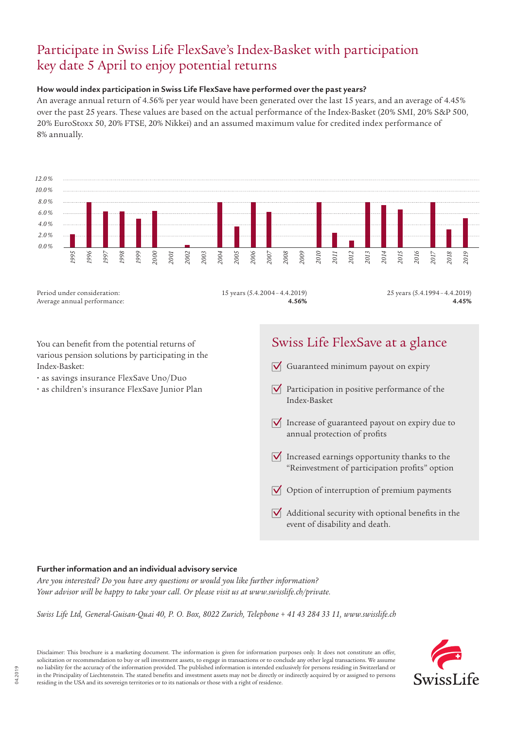# Participate in Swiss Life FlexSave's Index-Basket with participation key date 5 April to enjoy potential returns

**How would index participation in Swiss Life FlexSave have performed over the past years?**

An average annual return of 4.56% per year would have been generated over the last 15 years, and an average of 4.45% over the past 25 years. These values are based on the actual performance of the Index-Basket (20% SMI, 20% S&P 500, 20% EuroStoxx 50, 20% FTSE, 20% Nikkei) and an assumed maximum value for credited index performance of 8% annually.

12.0%
10.0%
8.0%
6.0%
4.0%
2.0%
0.0%

1995 1996 1997 1998 1999 2000 2001 2002 2003 2004 2005 2006 2007 2008 2009 2010 2011 2012 2013 2014 2015 2016 2017 2018 2019

| Period under consideration: | 15 years (5.4.2004 – 4.4.2019) | 25 years (5.4.1994 – 4.4.2019) |
|---|---|---|
| Average annual performance: | **4.56%** | **4.45%** |

You can benefit from the potential returns of various pension solutions by participating in the Index-Basket:

- as savings insurance FlexSave Uno/Duo
- as children's insurance FlexSave Junior Plan

## Swiss Life FlexSave at a glance

- Guaranteed minimum payout on expiry
- Participation in positive performance of the Index-Basket
- Increase of guaranteed payout on expiry due to annual protection of profits
- Increased earnings opportunity thanks to the "Reinvestment of participation profits" option
- Option of interruption of premium payments
- Additional security with optional benefits in the event of disability and death.

**Further information and an individual advisory service**

*Are you interested? Do you have any questions or would you like further information? Your advisor will be happy to take your call. Or please visit us at www.swisslife.ch/private.*

*Swiss Life Ltd, General-Guisan-Quai 40, P. O. Box, 8022 Zurich, Telephone + 41 43 284 33 11, www.swisslife.ch*

Disclaimer: This brochure is a marketing document. The information is given for information purposes only. It does not constitute an offer, solicitation or recommendation to buy or sell investment assets, to engage in transactions or to conclude any other legal transactions. We assume no liability for the accuracy of the information provided. The published information is intended exclusively for persons residing in Switzerland or in the Principality of Liechtenstein. The stated benefits and investment assets may not be directly or indirectly acquired by or assigned to persons residing in the USA and its sovereign territories or to its nationals or those with a right of residence.

04.2019

SwissLife